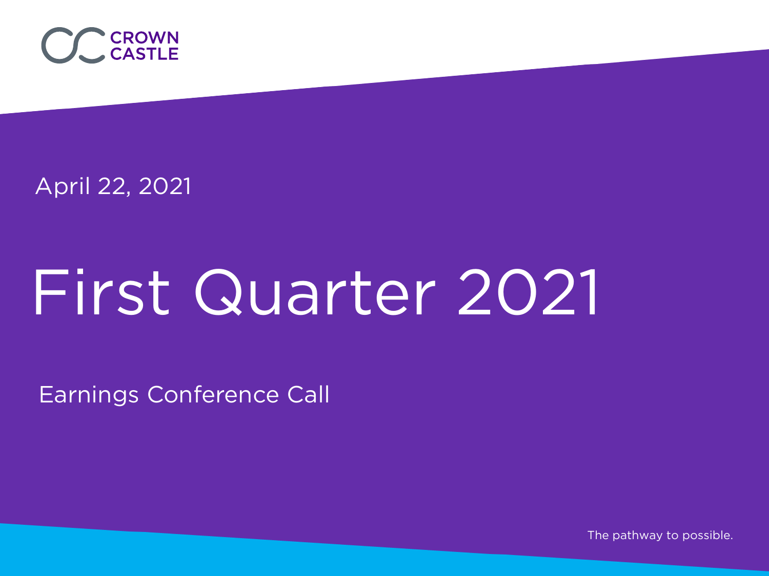CROWN CASTLE

April 22, 2021

# First Quarter 2021

Earnings Conference Call

The pathway to possible.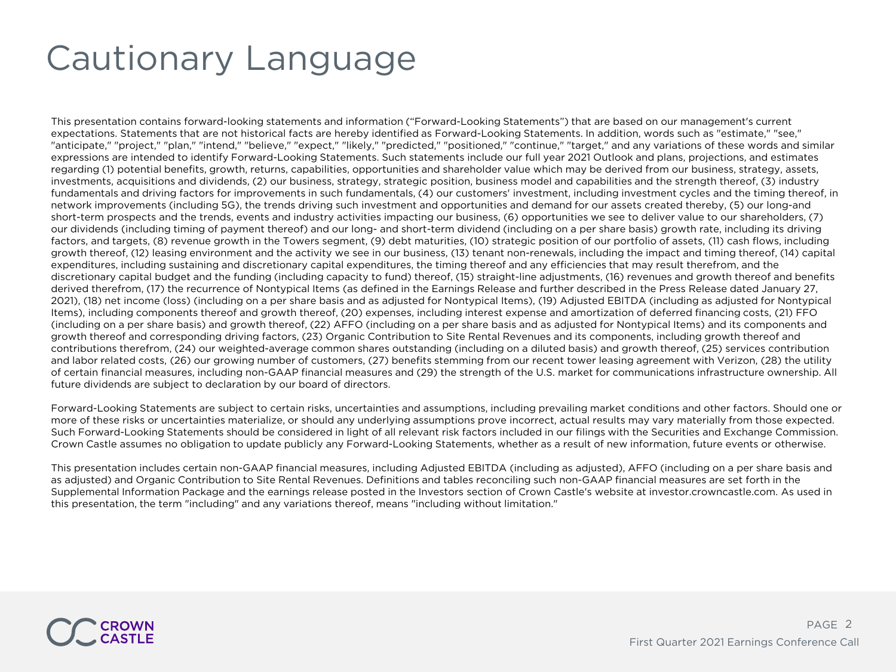# Cautionary Language

This presentation contains forward-looking statements and information ("Forward-Looking Statements") that are based on our management's current expectations. Statements that are not historical facts are hereby identified as Forward-Looking Statements. In addition, words such as "estimate," "see," "anticipate," "project," "plan," "intend," "believe," "expect," "likely," "predicted," "positioned," "continue," "target," and any variations of these words and similar expressions are intended to identify Forward-Looking Statements. Such statements include our full year 2021 Outlook and plans, projections, and estimates regarding (1) potential benefits, growth, returns, capabilities, opportunities and shareholder value which may be derived from our business, strategy, assets, investments, acquisitions and dividends, (2) our business, strategy, strategic position, business model and capabilities and the strength thereof, (3) industry fundamentals and driving factors for improvements in such fundamentals, (4) our customers' investment, including investment cycles and the timing thereof, in network improvements (including 5G), the trends driving such investment and opportunities and demand for our assets created thereby, (5) our long-and short-term prospects and the trends, events and industry activities impacting our business, (6) opportunities we see to deliver value to our shareholders, (7) our dividends (including timing of payment thereof) and our long- and short-term dividend (including on a per share basis) growth rate, including its driving factors, and targets, (8) revenue growth in the Towers segment, (9) debt maturities, (10) strategic position of our portfolio of assets, (11) cash flows, including growth thereof, (12) leasing environment and the activity we see in our business, (13) tenant non-renewals, including the impact and timing thereof, (14) capital expenditures, including sustaining and discretionary capital expenditures, the timing thereof and any efficiencies that may result therefrom, and the discretionary capital budget and the funding (including capacity to fund) thereof, (15) straight-line adjustments, (16) revenues and growth thereof and benefits derived therefrom, (17) the recurrence of Nontypical Items (as defined in the Earnings Release and further described in the Press Release dated January 27, 2021), (18) net income (loss) (including on a per share basis and as adjusted for Nontypical Items), (19) Adjusted EBITDA (including as adjusted for Nontypical Items), including components thereof and growth thereof, (20) expenses, including interest expense and amortization of deferred financing costs, (21) FFO (including on a per share basis) and growth thereof, (22) AFFO (including on a per share basis and as adjusted for Nontypical Items) and its components and growth thereof and corresponding driving factors, (23) Organic Contribution to Site Rental Revenues and its components, including growth thereof and contributions therefrom, (24) our weighted-average common shares outstanding (including on a diluted basis) and growth thereof, (25) services contribution and labor related costs, (26) our growing number of customers, (27) benefits stemming from our recent tower leasing agreement with Verizon, (28) the utility of certain financial measures, including non-GAAP financial measures and (29) the strength of the U.S. market for communications infrastructure ownership. All future dividends are subject to declaration by our board of directors.

Forward-Looking Statements are subject to certain risks, uncertainties and assumptions, including prevailing market conditions and other factors. Should one or more of these risks or uncertainties materialize, or should any underlying assumptions prove incorrect, actual results may vary materially from those expected. Such Forward-Looking Statements should be considered in light of all relevant risk factors included in our filings with the Securities and Exchange Commission. Crown Castle assumes no obligation to update publicly any Forward-Looking Statements, whether as a result of new information, future events or otherwise.

This presentation includes certain non-GAAP financial measures, including Adjusted EBITDA (including as adjusted), AFFO (including on a per share basis and as adjusted) and Organic Contribution to Site Rental Revenues. Definitions and tables reconciling such non-GAAP financial measures are set forth in the Supplemental Information Package and the earnings release posted in the Investors section of Crown Castle's website at investor.crowncastle.com. As used in this presentation, the term "including" and any variations thereof, means "including without limitation."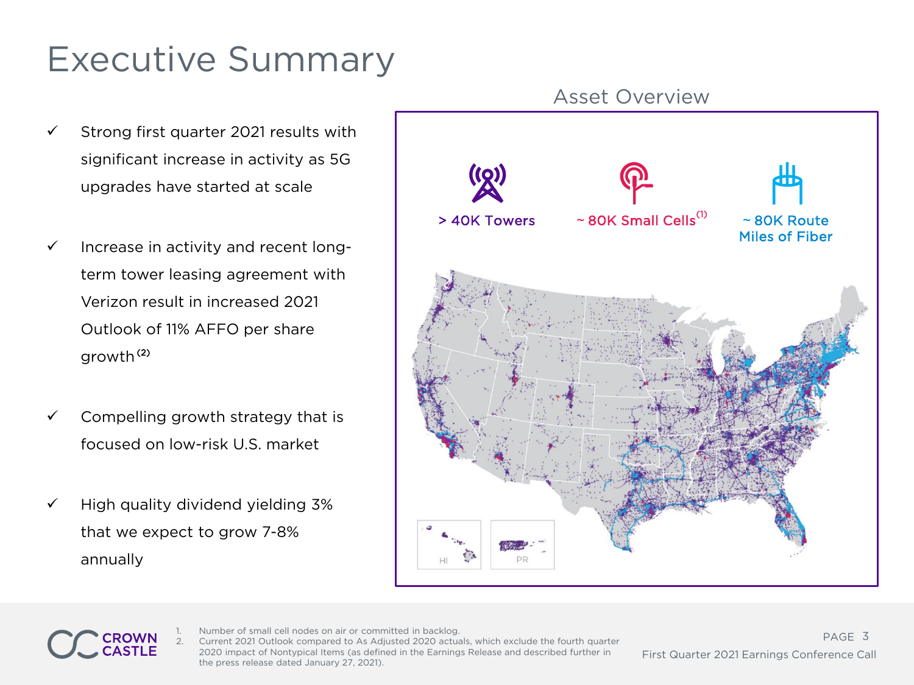# Executive Summary

- ✓ Strong first quarter 2021 results with significant increase in activity as 5G upgrades have started at scale
- ✓ Increase in activity and recent long-term tower leasing agreement with Verizon result in increased 2021 Outlook of 11% AFFO per share growth[2]
- ✓ Compelling growth strategy that is focused on low-risk U.S. market
- ✓ High quality dividend yielding 3% that we expect to grow 7-8% annually

## Asset Overview

- > 40K Towers
- ~ 80K Small Cells[1]
- ~ 80K Route Miles of Fiber

HI

PR

1. Number of small cell nodes on air or committed in backlog.
2. Current 2021 Outlook compared to As Adjusted 2020 actuals, which exclude the fourth quarter 2020 impact of Nontypical Items (as defined in the Earnings Release and described further in the press release dated January 27, 2021).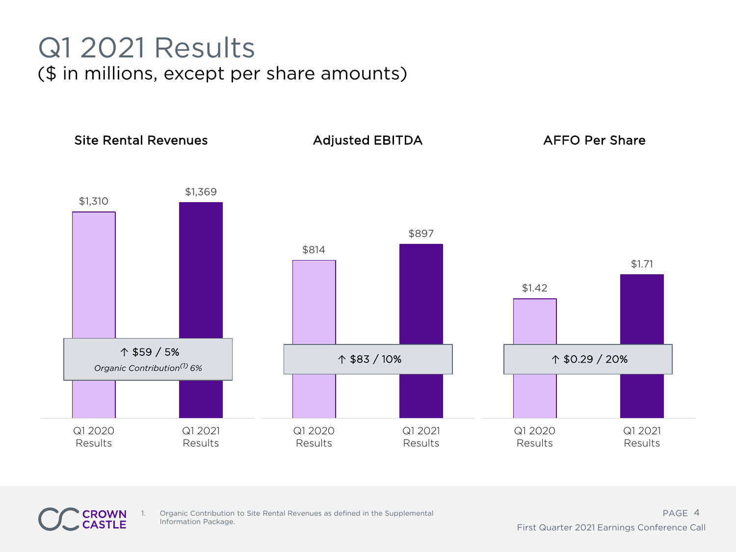# Q1 2021 Results

($ in millions, except per share amounts)

### Site Rental Revenues

| | Q1 2020 Results | Q1 2021 Results |
|---|---|---|
| Site Rental Revenues | $1,310 | $1,369 |

↑ $59 / 5%

*Organic Contribution[1] 6%*

### Adjusted EBITDA

| | Q1 2020 Results | Q1 2021 Results |
|---|---|---|
| Adjusted EBITDA | $814 | $897 |

↑ $83 / 10%

### AFFO Per Share

| | Q1 2020 Results | Q1 2021 Results |
|---|---|---|
| AFFO Per Share | $1.42 | $1.71 |

↑ $0.29 / 20%

1. Organic Contribution to Site Rental Revenues as defined in the Supplemental Information Package.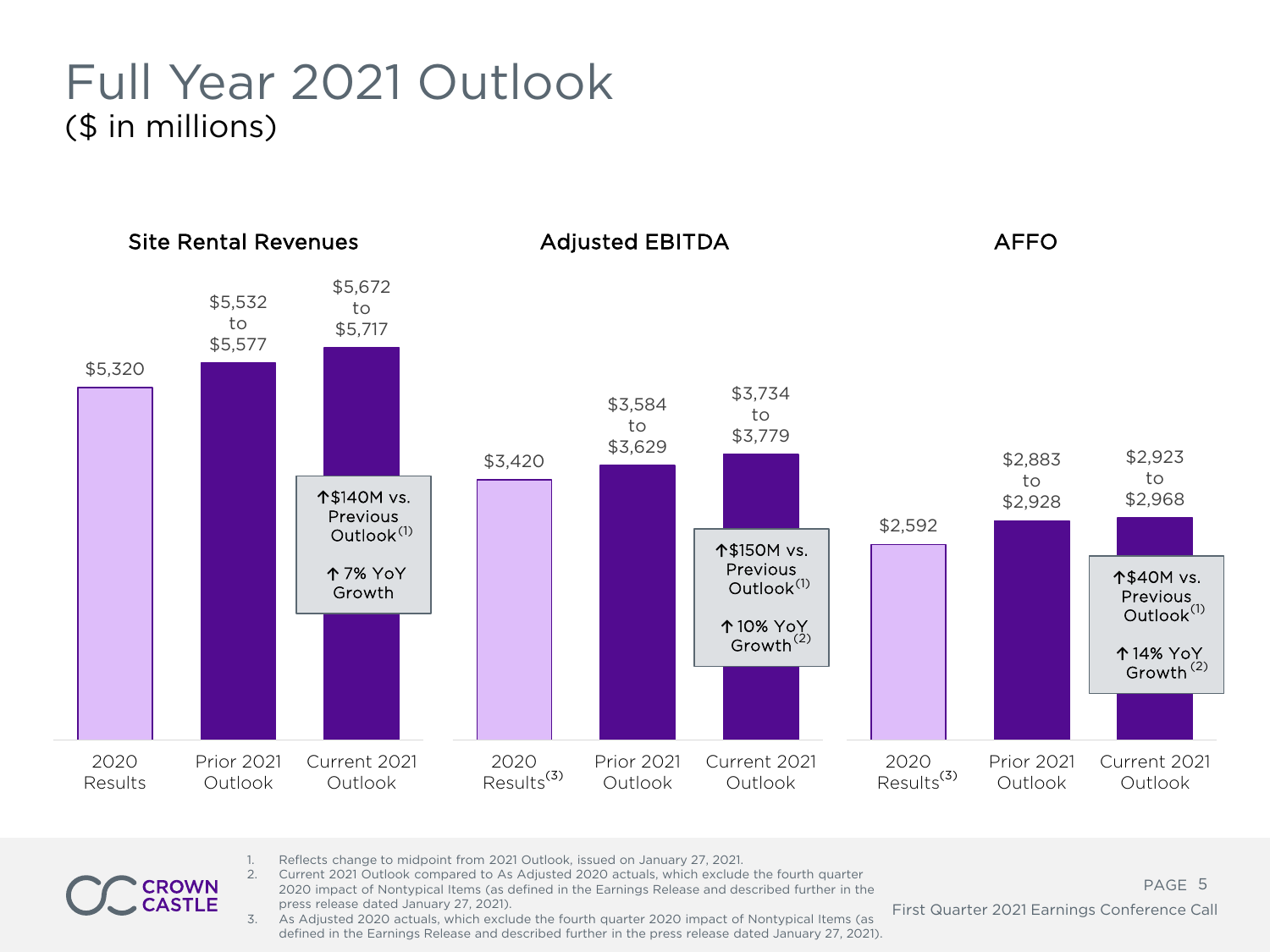# Full Year 2021 Outlook
($ in millions)

### Site Rental Revenues

| 2020 Results | Prior 2021 Outlook | Current 2021 Outlook |
|---|---|---|
| $5,320 | $5,532 to $5,577 | $5,672 to $5,717 |

↑$140M vs. Previous Outlook[1]

↑ 7% YoY Growth

### Adjusted EBITDA

| 2020 Results[3] | Prior 2021 Outlook | Current 2021 Outlook |
|---|---|---|
| $3,420 | $3,584 to $3,629 | $3,734 to $3,779 |

↑$150M vs. Previous Outlook[1]

↑ 10% YoY Growth[2]

### AFFO

| 2020 Results[3] | Prior 2021 Outlook | Current 2021 Outlook |
|---|---|---|
| $2,592 | $2,883 to $2,928 | $2,923 to $2,968 |

↑$40M vs. Previous Outlook[1]

↑ 14% YoY Growth[2]

1. Reflects change to midpoint from 2021 Outlook, issued on January 27, 2021.
2. Current 2021 Outlook compared to As Adjusted 2020 actuals, which exclude the fourth quarter 2020 impact of Nontypical Items (as defined in the Earnings Release and described further in the press release dated January 27, 2021).
3. As Adjusted 2020 actuals, which exclude the fourth quarter 2020 impact of Nontypical Items (as defined in the Earnings Release and described further in the press release dated January 27, 2021).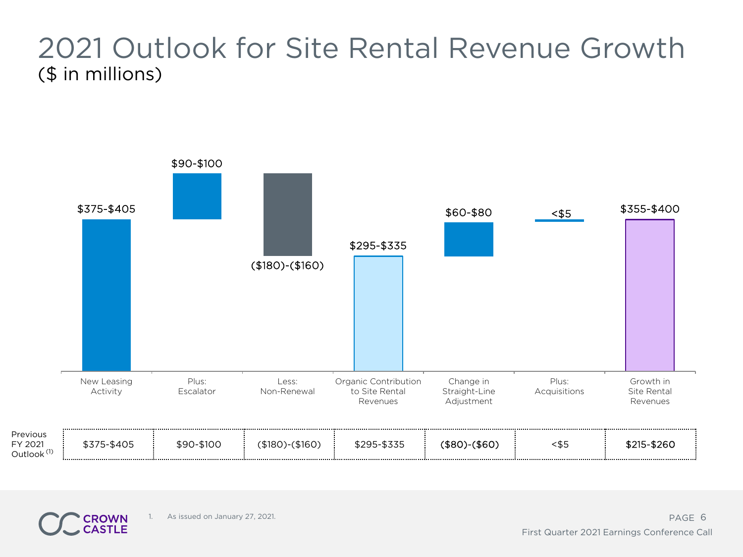# 2021 Outlook for Site Rental Revenue Growth

($ in millions)

| | New Leasing Activity | Plus: Escalator | Less: Non-Renewal | Organic Contribution to Site Rental Revenues | Change in Straight-Line Adjustment | Plus: Acquisitions | Growth in Site Rental Revenues |
|---|---|---|---|---|---|---|---|
| Current Outlook | $375-$405 | $90-$100 | ($180)-($160) | $295-$335 | $60-$80 | <$5 | $355-$400 |
| Previous FY 2021 Outlook [1] | $375-$405 | $90-$100 | ($180)-($160) | $295-$335 | ($80)-($60) | <$5 | $215-$260 |

1. As issued on January 27, 2021.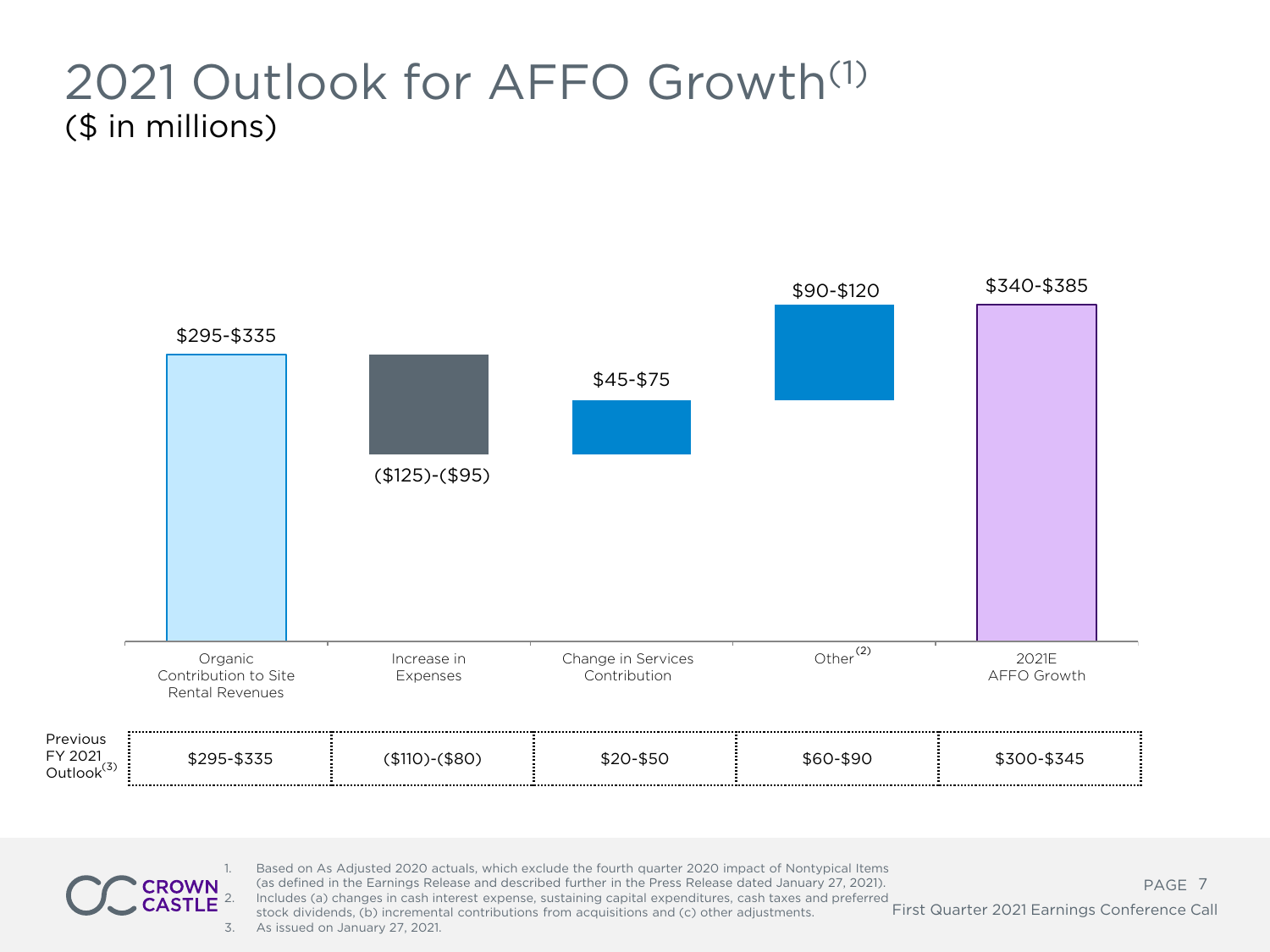# 2021 Outlook for AFFO Growth[1]

## ($ in millions)

$295-$335

($125)-($95)

$45-$75

$90-$120

$340-$385

Organic Contribution to Site Rental Revenues

Increase in Expenses

Change in Services Contribution

Other[2]

2021E AFFO Growth

| | Organic Contribution to Site Rental Revenues | Increase in Expenses | Change in Services Contribution | Other[2] | 2021E AFFO Growth |
|---|---|---|---|---|---|
| Previous FY 2021 Outlook[3] | $295-$335 | ($110)-($80) | $20-$50 | $60-$90 | $300-$345 |

1. Based on As Adjusted 2020 actuals, which exclude the fourth quarter 2020 impact of Nontypical Items (as defined in the Earnings Release and described further in the Press Release dated January 27, 2021).
2. Includes (a) changes in cash interest expense, sustaining capital expenditures, cash taxes and preferred stock dividends, (b) incremental contributions from acquisitions and (c) other adjustments.
3. As issued on January 27, 2021.